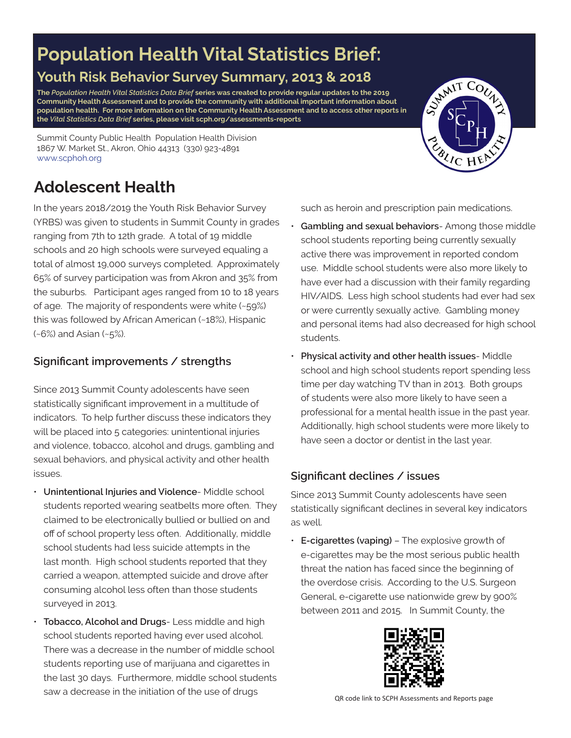# Population Health Vital Statistics Brief:

## Youth Risk Behavior Survey Summary, 2013 & 2018

**The *Population Health Vital Statistics Data Brief* series was created to provide regular updates to the 2019 Community Health Assessment and to provide the community with additional important information about population health. For more information on the Community Health Assessment and to access other reports in the *Vital Statistics Data Brief* series, please visit scph.org/assessments-reports**

Summit County Public Health Population Health Division
1867 W. Market St., Akron, Ohio 44313 (330) 923-4891
www.scphoh.org

# Adolescent Health

In the years 2018/2019 the Youth Risk Behavior Survey (YRBS) was given to students in Summit County in grades ranging from 7th to 12th grade. A total of 19 middle schools and 20 high schools were surveyed equaling a total of almost 19,000 surveys completed. Approximately 65% of survey participation was from Akron and 35% from the suburbs. Participant ages ranged from 10 to 18 years of age. The majority of respondents were white (~59%) this was followed by African American (~18%), Hispanic (~6%) and Asian (~5%).

## Significant improvements / strengths

Since 2013 Summit County adolescents have seen statistically significant improvement in a multitude of indicators. To help further discuss these indicators they will be placed into 5 categories: unintentional injuries and violence, tobacco, alcohol and drugs, gambling and sexual behaviors, and physical activity and other health issues.

- **Unintentional Injuries and Violence**- Middle school students reported wearing seatbelts more often. They claimed to be electronically bullied or bullied on and off of school property less often. Additionally, middle school students had less suicide attempts in the last month. High school students reported that they carried a weapon, attempted suicide and drove after consuming alcohol less often than those students surveyed in 2013.
- **Tobacco, Alcohol and Drugs**- Less middle and high school students reported having ever used alcohol. There was a decrease in the number of middle school students reporting use of marijuana and cigarettes in the last 30 days. Furthermore, middle school students saw a decrease in the initiation of the use of drugs such as heroin and prescription pain medications.
- **Gambling and sexual behaviors**- Among those middle school students reporting being currently sexually active there was improvement in reported condom use. Middle school students were also more likely to have ever had a discussion with their family regarding HIV/AIDS. Less high school students had ever had sex or were currently sexually active. Gambling money and personal items had also decreased for high school students.
- **Physical activity and other health issues**- Middle school and high school students report spending less time per day watching TV than in 2013. Both groups of students were also more likely to have seen a professional for a mental health issue in the past year. Additionally, high school students were more likely to have seen a doctor or dentist in the last year.

## Significant declines / issues

Since 2013 Summit County adolescents have seen statistically significant declines in several key indicators as well.

- **E-cigarettes (vaping)** – The explosive growth of e-cigarettes may be the most serious public health threat the nation has faced since the beginning of the overdose crisis. According to the U.S. Surgeon General, e-cigarette use nationwide grew by 900% between 2011 and 2015. In Summit County, the

QR code link to SCPH Assessments and Reports page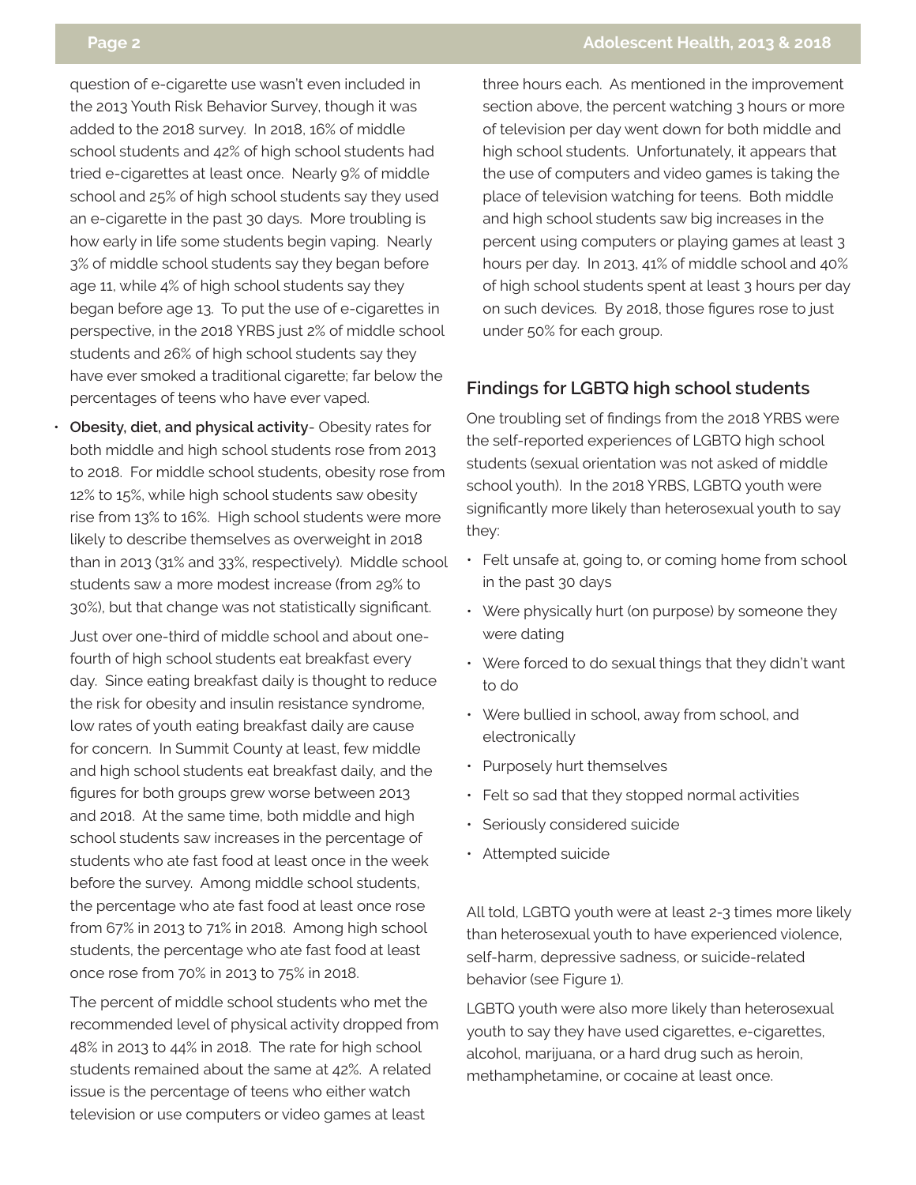question of e-cigarette use wasn't even included in the 2013 Youth Risk Behavior Survey, though it was added to the 2018 survey. In 2018, 16% of middle school students and 42% of high school students had tried e-cigarettes at least once. Nearly 9% of middle school and 25% of high school students say they used an e-cigarette in the past 30 days. More troubling is how early in life some students begin vaping. Nearly 3% of middle school students say they began before age 11, while 4% of high school students say they began before age 13. To put the use of e-cigarettes in perspective, in the 2018 YRBS just 2% of middle school students and 26% of high school students say they have ever smoked a traditional cigarette; far below the percentages of teens who have ever vaped.

- **Obesity, diet, and physical activity**- Obesity rates for both middle and high school students rose from 2013 to 2018. For middle school students, obesity rose from 12% to 15%, while high school students saw obesity rise from 13% to 16%. High school students were more likely to describe themselves as overweight in 2018 than in 2013 (31% and 33%, respectively). Middle school students saw a more modest increase (from 29% to 30%), but that change was not statistically significant.

  Just over one-third of middle school and about one-fourth of high school students eat breakfast every day. Since eating breakfast daily is thought to reduce the risk for obesity and insulin resistance syndrome, low rates of youth eating breakfast daily are cause for concern. In Summit County at least, few middle and high school students eat breakfast daily, and the figures for both groups grew worse between 2013 and 2018. At the same time, both middle and high school students saw increases in the percentage of students who ate fast food at least once in the week before the survey. Among middle school students, the percentage who ate fast food at least once rose from 67% in 2013 to 71% in 2018. Among high school students, the percentage who ate fast food at least once rose from 70% in 2013 to 75% in 2018.

  The percent of middle school students who met the recommended level of physical activity dropped from 48% in 2013 to 44% in 2018. The rate for high school students remained about the same at 42%. A related issue is the percentage of teens who either watch television or use computers or video games at least three hours each. As mentioned in the improvement section above, the percent watching 3 hours or more of television per day went down for both middle and high school students. Unfortunately, it appears that the use of computers and video games is taking the place of television watching for teens. Both middle and high school students saw big increases in the percent using computers or playing games at least 3 hours per day. In 2013, 41% of middle school and 40% of high school students spent at least 3 hours per day on such devices. By 2018, those figures rose to just under 50% for each group.

## Findings for LGBTQ high school students

One troubling set of findings from the 2018 YRBS were the self-reported experiences of LGBTQ high school students (sexual orientation was not asked of middle school youth). In the 2018 YRBS, LGBTQ youth were significantly more likely than heterosexual youth to say they:

- Felt unsafe at, going to, or coming home from school in the past 30 days
- Were physically hurt (on purpose) by someone they were dating
- Were forced to do sexual things that they didn't want to do
- Were bullied in school, away from school, and electronically
- Purposely hurt themselves
- Felt so sad that they stopped normal activities
- Seriously considered suicide
- Attempted suicide

All told, LGBTQ youth were at least 2-3 times more likely than heterosexual youth to have experienced violence, self-harm, depressive sadness, or suicide-related behavior (see Figure 1).

LGBTQ youth were also more likely than heterosexual youth to say they have used cigarettes, e-cigarettes, alcohol, marijuana, or a hard drug such as heroin, methamphetamine, or cocaine at least once.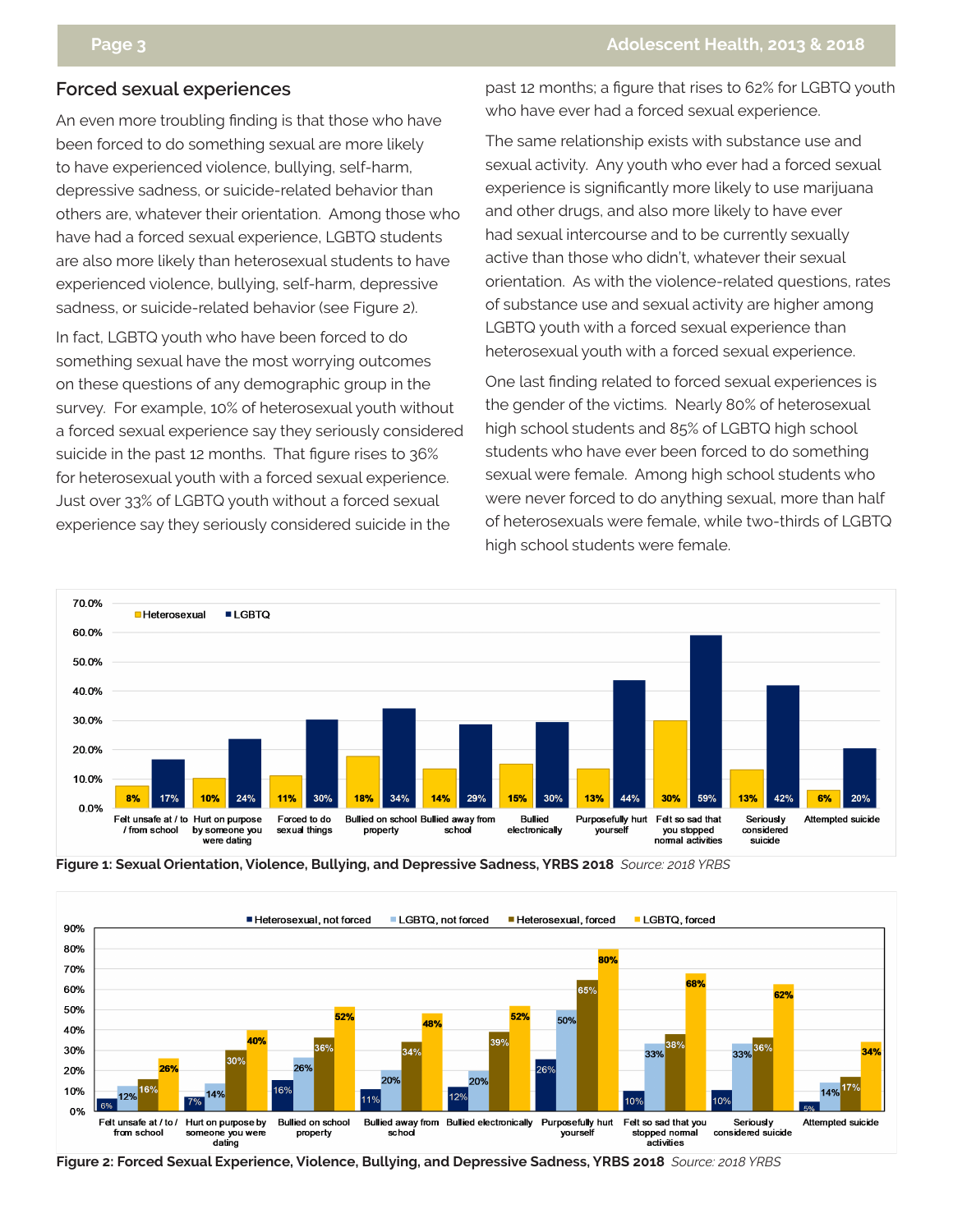## Forced sexual experiences

An even more troubling finding is that those who have been forced to do something sexual are more likely to have experienced violence, bullying, self-harm, depressive sadness, or suicide-related behavior than others are, whatever their orientation. Among those who have had a forced sexual experience, LGBTQ students are also more likely than heterosexual students to have experienced violence, bullying, self-harm, depressive sadness, or suicide-related behavior (see Figure 2).

In fact, LGBTQ youth who have been forced to do something sexual have the most worrying outcomes on these questions of any demographic group in the survey. For example, 10% of heterosexual youth without a forced sexual experience say they seriously considered suicide in the past 12 months. That figure rises to 36% for heterosexual youth with a forced sexual experience. Just over 33% of LGBTQ youth without a forced sexual experience say they seriously considered suicide in the past 12 months; a figure that rises to 62% for LGBTQ youth who have ever had a forced sexual experience.

The same relationship exists with substance use and sexual activity. Any youth who ever had a forced sexual experience is significantly more likely to use marijuana and other drugs, and also more likely to have ever had sexual intercourse and to be currently sexually active than those who didn't, whatever their sexual orientation. As with the violence-related questions, rates of substance use and sexual activity are higher among LGBTQ youth with a forced sexual experience than heterosexual youth with a forced sexual experience.

One last finding related to forced sexual experiences is the gender of the victims. Nearly 80% of heterosexual high school students and 85% of LGBTQ high school students who have ever been forced to do something sexual were female. Among high school students who were never forced to do anything sexual, more than half of heterosexuals were female, while two-thirds of LGBTQ high school students were female.

Heterosexual
LGBTQ

70.0%
60.0%
50.0%
40.0%
30.0%
20.0%
10.0%
0.0%

Felt unsafe at / to / from school: 8% 17%
Hurt on purpose by someone you were dating: 10% 24%
Forced to do sexual things: 11% 30%
Bullied on school property: 18% 34%
Bullied away from school: 14% 29%
Bullied electronically: 15% 30%
Purposefully hurt yourself: 13% 44%
Felt so sad that you stopped normal activities: 30% 59%
Seriously considered suicide: 13% 42%
Attempted suicide: 6% 20%

**Figure 1: Sexual Orientation, Violence, Bullying, and Depressive Sadness, YRBS 2018** *Source: 2018 YRBS*

Heterosexual, not forced
LGBTQ, not forced
Heterosexual, forced
LGBTQ, forced

90%
80%
70%
60%
50%
40%
30%
20%
10%
0%

Felt unsafe at / to / from school: 6% 12% 16% 26%
Hurt on purpose by someone you were dating: 7% 14% 30% 40%
Bullied on school property: 16% 26% 36% 52%
Bullied away from school: 11% 20% 34% 48%
Bullied electronically: 12% 20% 39% 52%
Purposefully hurt yourself: 26% 50% 65% 80%
Felt so sad that you stopped normal activities: 10% 33% 38% 68%
Seriously considered suicide: 10% 33% 36% 62%
Attempted suicide: 5% 14% 17% 34%

**Figure 2: Forced Sexual Experience, Violence, Bullying, and Depressive Sadness, YRBS 2018** *Source: 2018 YRBS*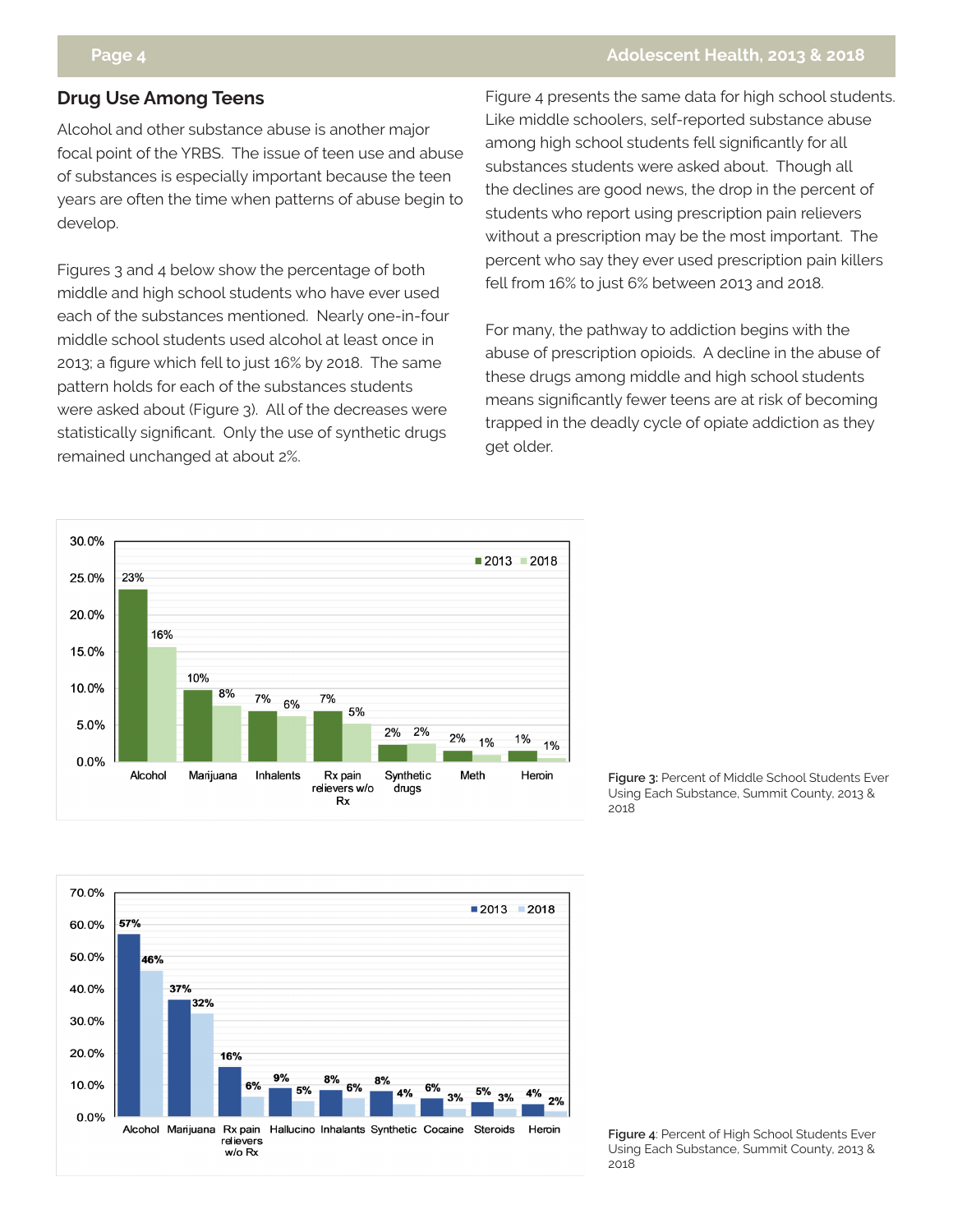## Drug Use Among Teens

Alcohol and other substance abuse is another major focal point of the YRBS. The issue of teen use and abuse of substances is especially important because the teen years are often the time when patterns of abuse begin to develop.

Figures 3 and 4 below show the percentage of both middle and high school students who have ever used each of the substances mentioned. Nearly one-in-four middle school students used alcohol at least once in 2013; a figure which fell to just 16% by 2018. The same pattern holds for each of the substances students were asked about (Figure 3). All of the decreases were statistically significant. Only the use of synthetic drugs remained unchanged at about 2%.

Figure 4 presents the same data for high school students. Like middle schoolers, self-reported substance abuse among high school students fell significantly for all substances students were asked about. Though all the declines are good news, the drop in the percent of students who report using prescription pain relievers without a prescription may be the most important. The percent who say they ever used prescription pain killers fell from 16% to just 6% between 2013 and 2018.

For many, the pathway to addiction begins with the abuse of prescription opioids. A decline in the abuse of these drugs among middle and high school students means significantly fewer teens are at risk of becoming trapped in the deadly cycle of opiate addiction as they get older.

30.0%
25.0%
20.0%
15.0%
10.0%
5.0%
0.0%

2013 2018

23% 16%
10% 8%
7% 6%
7% 5%
2% 2%
2% 1%
1% 1%

Alcohol
Marijuana
Inhalents
Rx pain relievers w/o Rx
Synthetic drugs
Meth
Heroin

**Figure 3**: Percent of Middle School Students Ever Using Each Substance, Summit County, 2013 & 2018

70.0%
60.0%
50.0%
40.0%
30.0%
20.0%
10.0%
0.0%

2013 2018

57% 46%
37% 32%
16% 6%
9% 5%
8% 6%
8% 4%
6% 3%
5% 3%
4% 2%

Alcohol
Marijuana
Rx pain relievers w/o Rx
Hallucino
Inhalants
Synthetic
Cocaine
Steroids
Heroin

**Figure 4**: Percent of High School Students Ever Using Each Substance, Summit County, 2013 & 2018